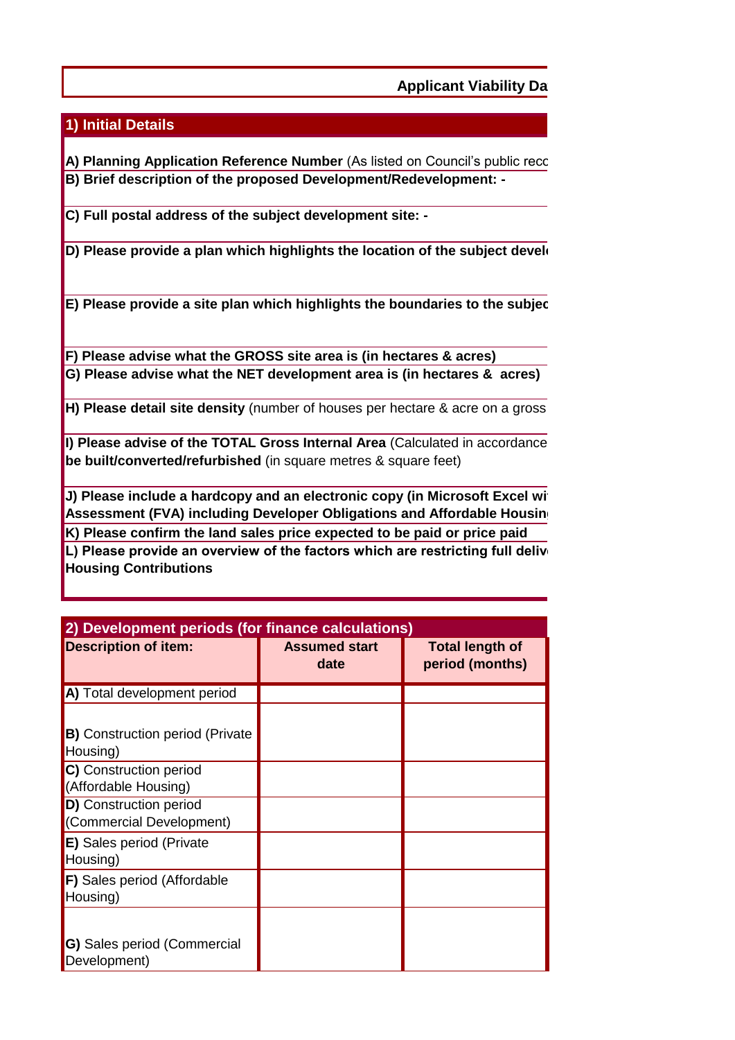**Applicant Viability Da**

## 1) Initial Details

**A) Planning Application Reference Number** (As listed on Council's public reco

**B) Brief description of the proposed Development/Redevelopment: -**

**C) Full postal address of the subject development site: -**

**D) Please provide a plan which highlights the location of the subject devel**

**E) Please provide a site plan which highlights the boundaries to the subjec**

**F) Please advise what the GROSS site area is (in hectares & acres)**

**G) Please advise what the NET development area is (in hectares & acres)**

**H) Please detail site density** (number of houses per hectare & acre on a gross

**I) Please advise of the TOTAL Gross Internal Area** (Calculated in accordance **be built/converted/refurbished** (in square metres & square feet)

**J) Please include a hardcopy and an electronic copy (in Microsoft Excel wi Assessment (FVA) including Developer Obligations and Affordable Housin**

**K) Please confirm the land sales price expected to be paid or price paid**

**L) Please provide an overview of the factors which are restricting full deliv Housing Contributions**

## 2) Development periods (for finance calculations)

| Description of item: | Assumed start date | Total length of period (months) |
|---|---|---|
| **A)** Total development period | | |
| **B)** Construction period (Private Housing) | | |
| **C)** Construction period (Affordable Housing) | | |
| **D)** Construction period (Commercial Development) | | |
| **E)** Sales period (Private Housing) | | |
| **F)** Sales period (Affordable Housing) | | |
| **G)** Sales period (Commercial Development) | | |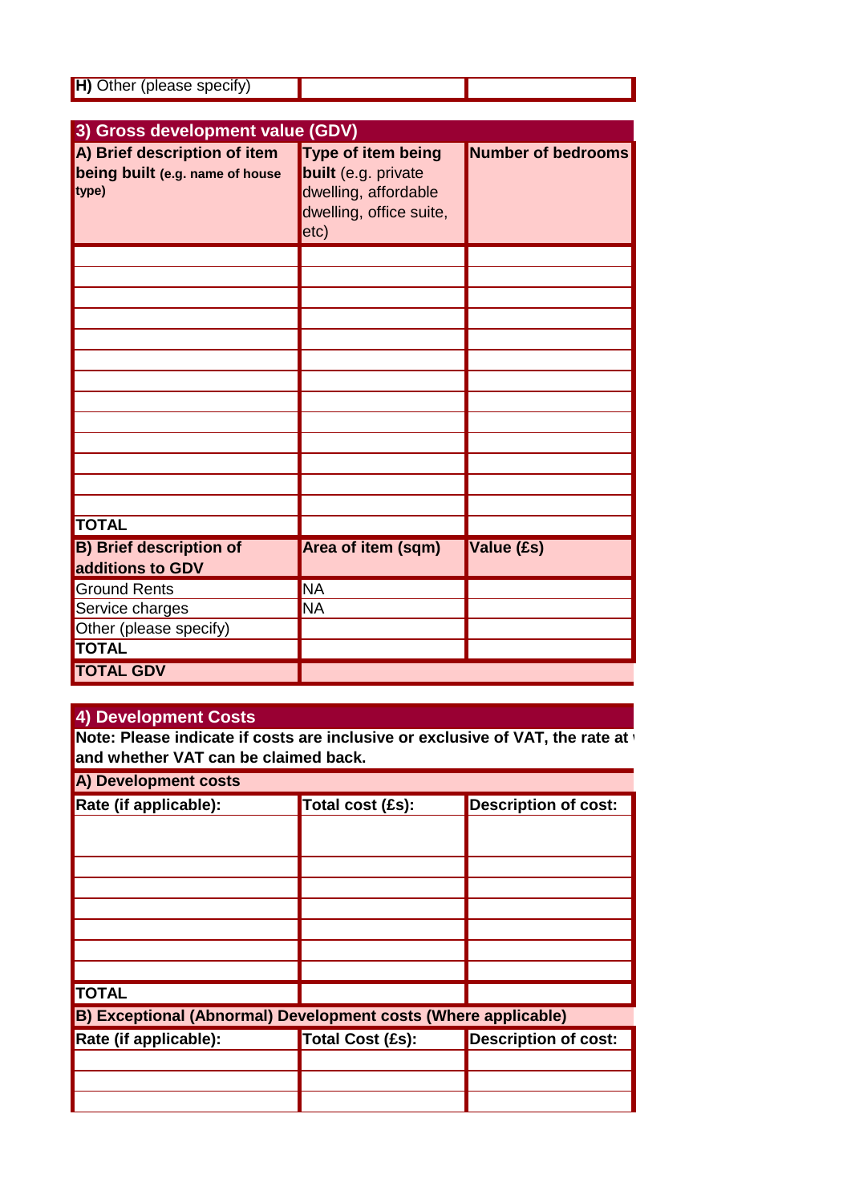| **H)** Other (please specify) | | |
|---|---|---|

## 3) Gross development value (GDV)

| **A) Brief description of item being built** (e.g. name of house type) | **Type of item being built** (e.g. private dwelling, affordable dwelling, office suite, etc) | **Number of bedrooms** |
|---|---|---|
| | | |
| | | |
| | | |
| | | |
| | | |
| | | |
| | | |
| | | |
| | | |
| | | |
| | | |
| | | |
| | | |
| **TOTAL** | | |
| **B) Brief description of additions to GDV** | **Area of item (sqm)** | **Value (£s)** |
| Ground Rents | NA | |
| Service charges | NA | |
| Other (please specify) | | |
| **TOTAL** | | |
| **TOTAL GDV** | | |

## 4) Development Costs

**Note: Please indicate if costs are inclusive or exclusive of VAT, the rate at and whether VAT can be claimed back.**

**A) Development costs**

| **Rate (if applicable):** | **Total cost (£s):** | **Description of cost:** |
|---|---|---|
| | | |
| | | |
| | | |
| | | |
| | | |
| | | |
| | | |
| **TOTAL** | | |

**B) Exceptional (Abnormal) Development costs (Where applicable)**

| **Rate (if applicable):** | **Total Cost (£s):** | **Description of cost:** |
|---|---|---|
| | | |
| | | |
| | | |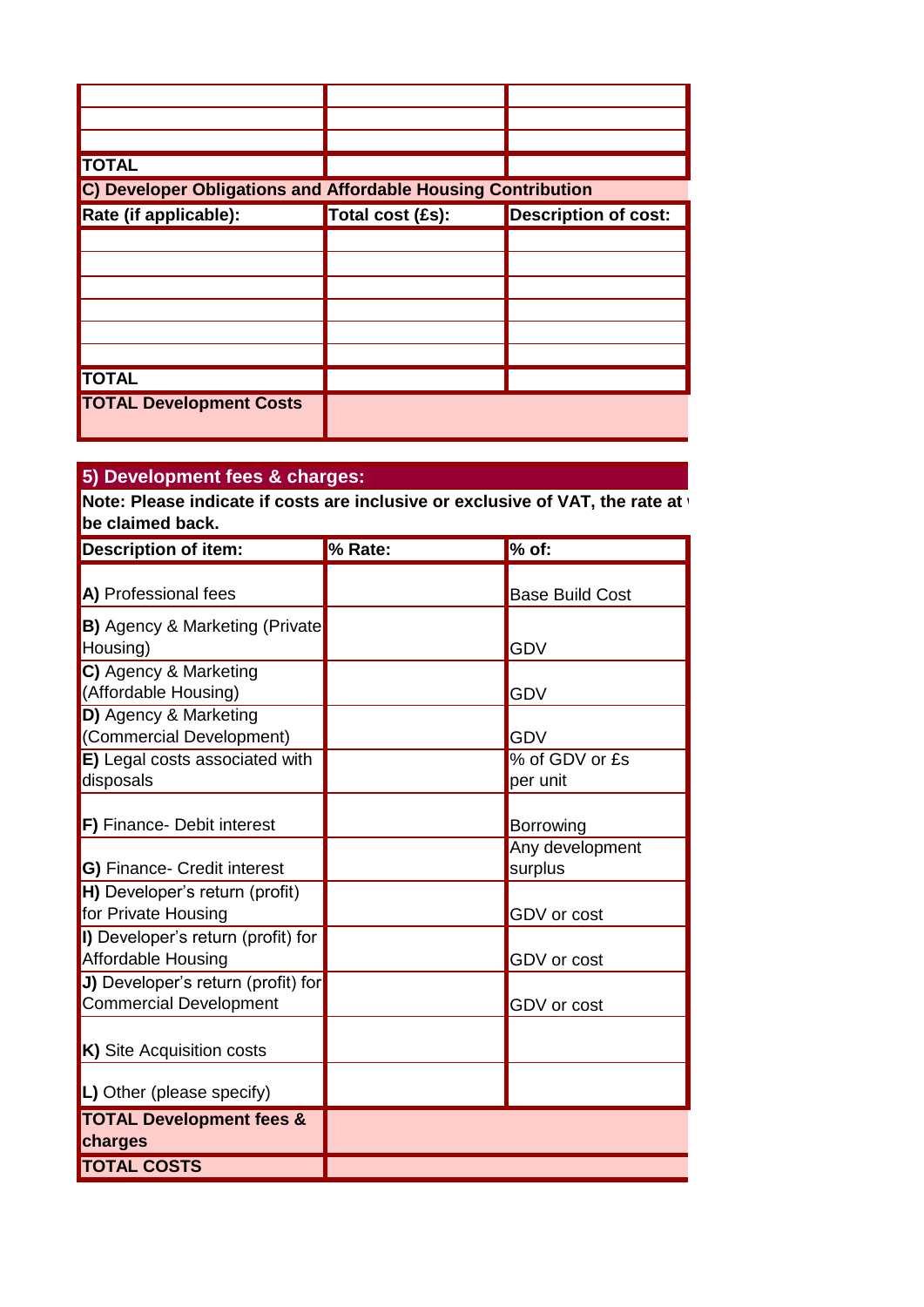| | | |
|---|---|---|
| | | |
| | | |
| | | |
| **TOTAL** | | |

**C) Developer Obligations and Affordable Housing Contribution**

| **Rate (if applicable):** | **Total cost (£s):** | **Description of cost:** |
|---|---|---|
| | | |
| | | |
| | | |
| | | |
| | | |
| | | |
| **TOTAL** | | |
| **TOTAL Development Costs** | | |

## 5) Development fees & charges:

**Note: Please indicate if costs are inclusive or exclusive of VAT, the rate at \ be claimed back.**

| **Description of item:** | **% Rate:** | **% of:** |
|---|---|---|
| **A)** Professional fees | | Base Build Cost |
| **B)** Agency & Marketing (Private Housing) | | GDV |
| **C)** Agency & Marketing (Affordable Housing) | | GDV |
| **D)** Agency & Marketing (Commercial Development) | | GDV |
| **E)** Legal costs associated with disposals | | % of GDV or £s per unit |
| **F)** Finance- Debit interest | | Borrowing |
| **G)** Finance- Credit interest | | Any development surplus |
| **H)** Developer's return (profit) for Private Housing | | GDV or cost |
| **I)** Developer's return (profit) for Affordable Housing | | GDV or cost |
| **J)** Developer's return (profit) for Commercial Development | | GDV or cost |
| **K)** Site Acquisition costs | | |
| **L)** Other (please specify) | | |
| **TOTAL Development fees & charges** | | |
| **TOTAL COSTS** | | |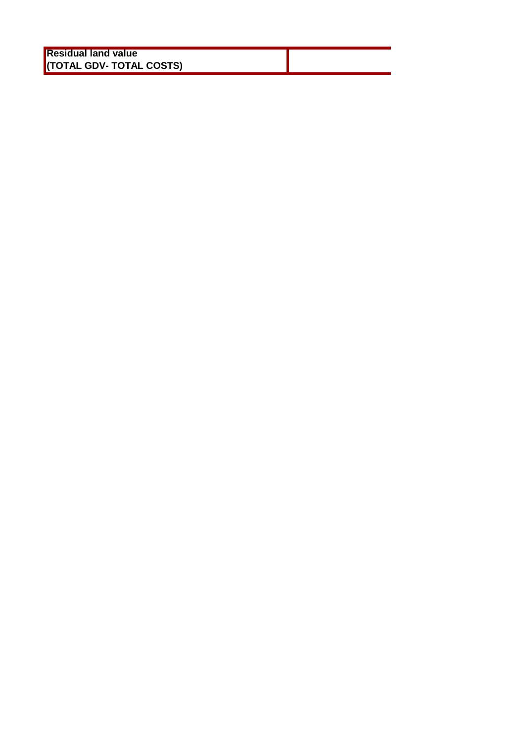| Residual land value<br>(TOTAL GDV- TOTAL COSTS) | |
|---|---|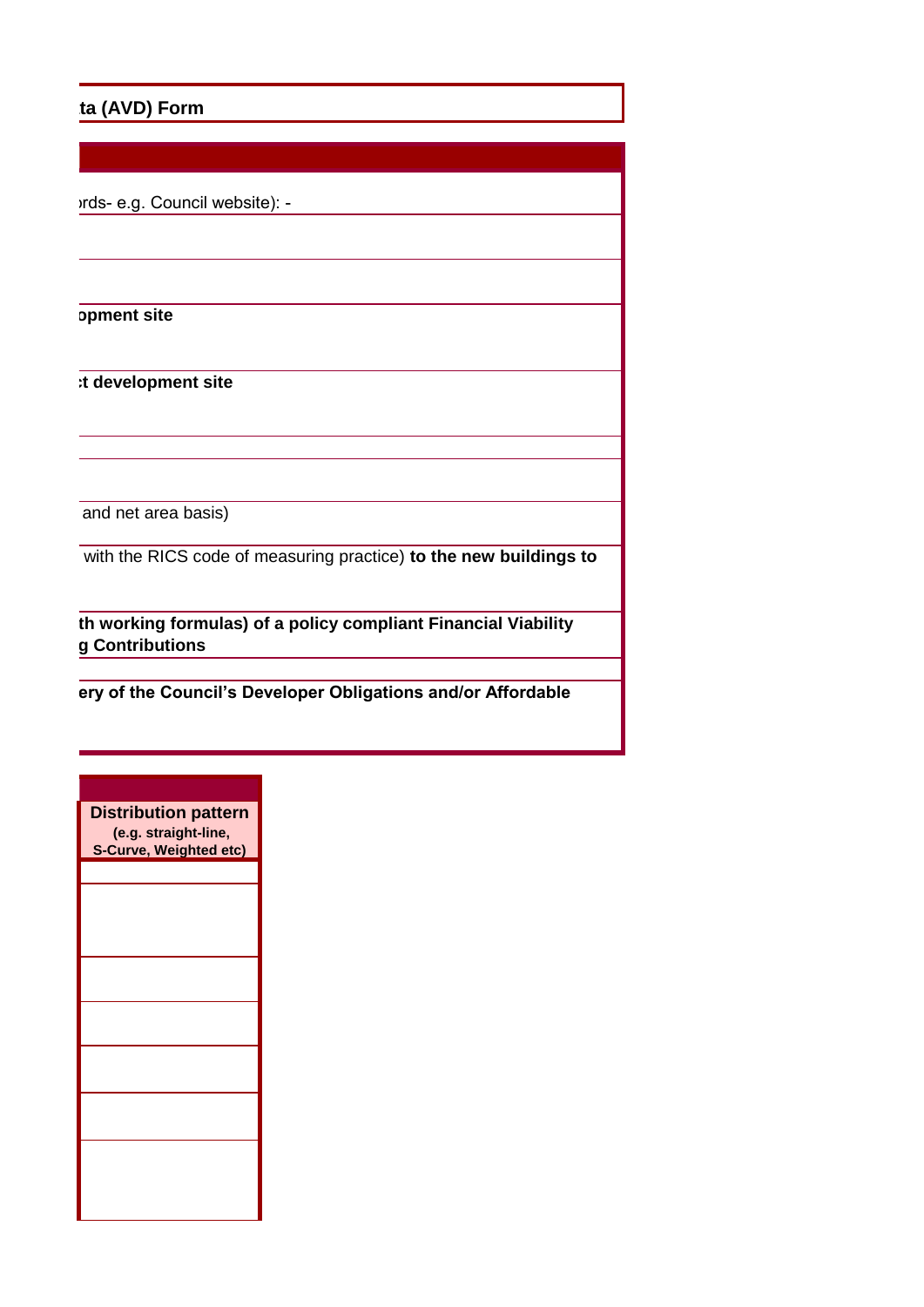**ta (AVD) Form**

ırds- e.g. Council website): -

**ɔpment site**

**:t development site**

and net area basis)

with the RICS code of measuring practice) **to the new buildings to**

**th working formulas) of a policy compliant Financial Viability**
**g Contributions**

**ery of the Council's Developer Obligations and/or Affordable**

| **Distribution pattern (e.g. straight-line, S-Curve, Weighted etc)** |
|---|
| |
| |
| |
| |
| |
| |
| |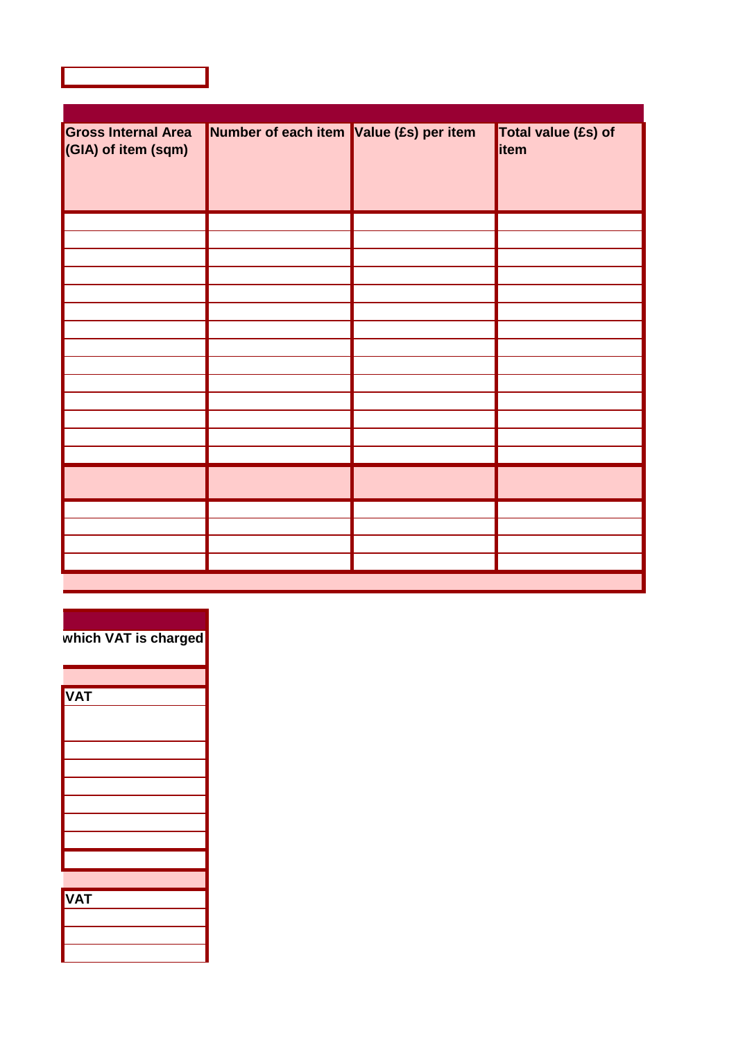| Gross Internal Area (GIA) of item (sqm) | Number of each item | Value (£s) per item | Total value (£s) of item |
|---|---|---|---|
| | | | |
| | | | |
| | | | |
| | | | |
| | | | |
| | | | |
| | | | |
| | | | |
| | | | |
| | | | |
| | | | |
| | | | |
| | | | |
| | | | |
| | | | |
| | | | |
| | | | |
| | | | |
| | | | |
| | | | |

| which VAT is charged |
|---|
| |
| VAT |
| |
| |
| |
| |
| |
| |
| |
| |
| |
| VAT |
| |
| |
| |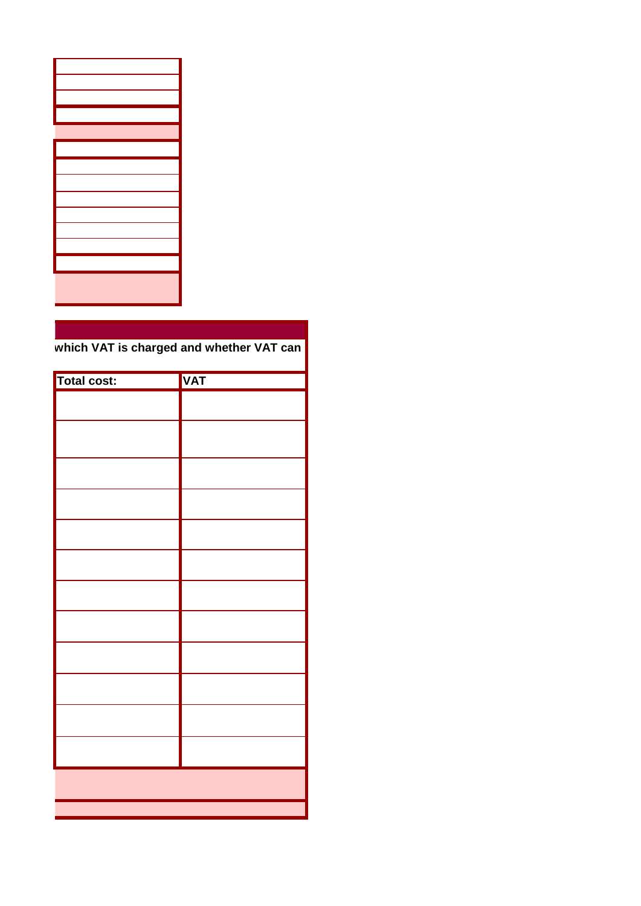which VAT is charged and whether VAT can

| Total cost: | VAT |
|---|---|
| | |
| | |
| | |
| | |
| | |
| | |
| | |
| | |
| | |
| | |
| | |
| | |